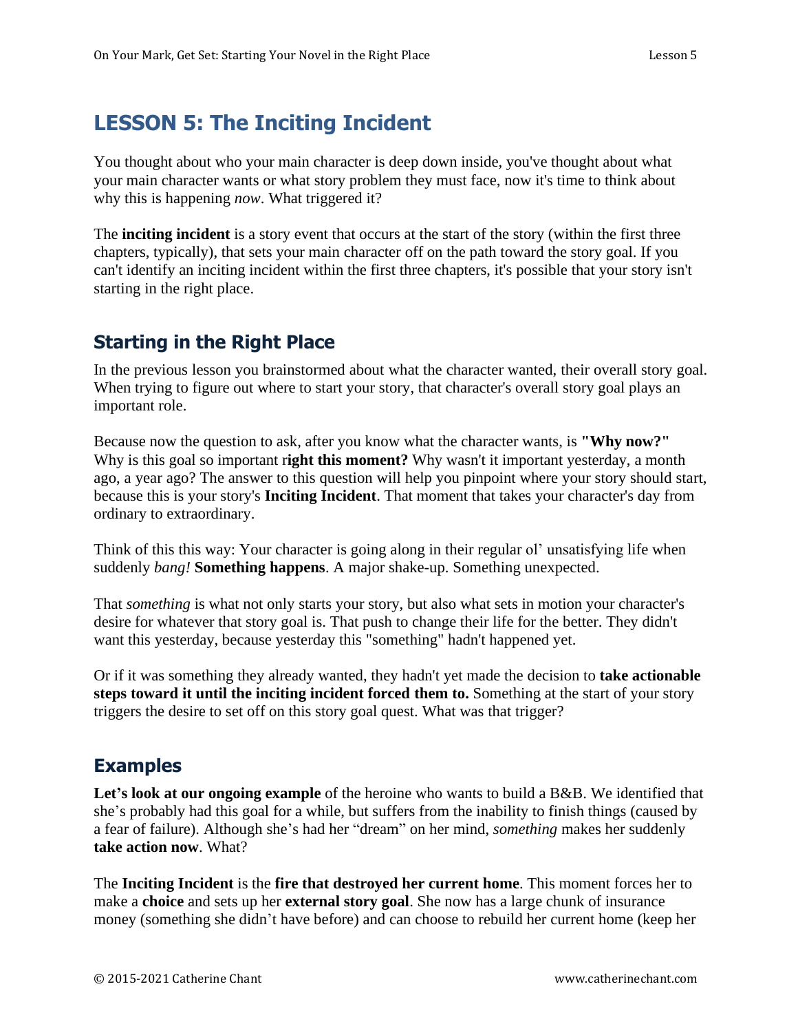# LESSON 5: The Inciting Incident

You thought about who your main character is deep down inside, you've thought about what your main character wants or what story problem they must face, now it's time to think about why this is happening *now*. What triggered it?

The **inciting incident** is a story event that occurs at the start of the story (within the first three chapters, typically), that sets your main character off on the path toward the story goal. If you can't identify an inciting incident within the first three chapters, it's possible that your story isn't starting in the right place.

## Starting in the Right Place

In the previous lesson you brainstormed about what the character wanted, their overall story goal. When trying to figure out where to start your story, that character's overall story goal plays an important role.

Because now the question to ask, after you know what the character wants, is **"Why now?"** Why is this goal so important r**ight this moment?** Why wasn't it important yesterday, a month ago, a year ago? The answer to this question will help you pinpoint where your story should start, because this is your story's **Inciting Incident**. That moment that takes your character's day from ordinary to extraordinary.

Think of this this way: Your character is going along in their regular ol' unsatisfying life when suddenly *bang!* **Something happens**. A major shake-up. Something unexpected.

That *something* is what not only starts your story, but also what sets in motion your character's desire for whatever that story goal is. That push to change their life for the better. They didn't want this yesterday, because yesterday this "something" hadn't happened yet.

Or if it was something they already wanted, they hadn't yet made the decision to **take actionable steps toward it until the inciting incident forced them to.** Something at the start of your story triggers the desire to set off on this story goal quest. What was that trigger?

## Examples

**Let's look at our ongoing example** of the heroine who wants to build a B&B. We identified that she's probably had this goal for a while, but suffers from the inability to finish things (caused by a fear of failure). Although she's had her "dream" on her mind, *something* makes her suddenly **take action now**. What?

The **Inciting Incident** is the **fire that destroyed her current home**. This moment forces her to make a **choice** and sets up her **external story goal**. She now has a large chunk of insurance money (something she didn't have before) and can choose to rebuild her current home (keep her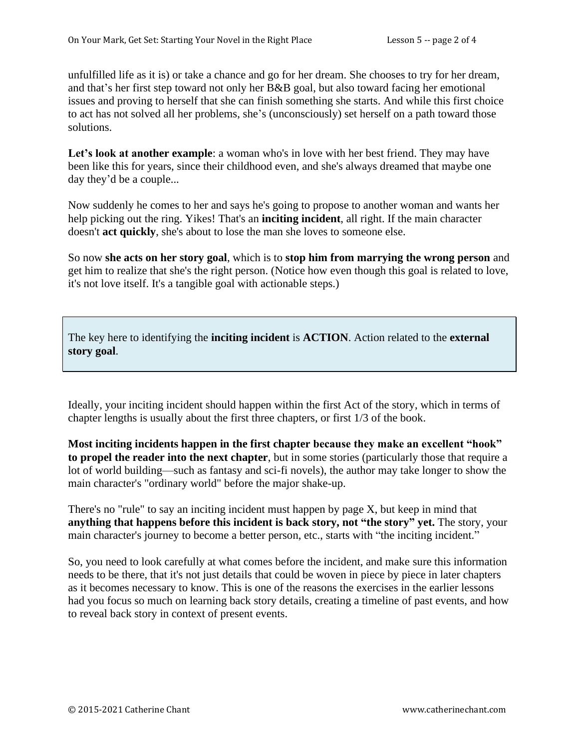unfulfilled life as it is) or take a chance and go for her dream. She chooses to try for her dream, and that's her first step toward not only her B&B goal, but also toward facing her emotional issues and proving to herself that she can finish something she starts. And while this first choice to act has not solved all her problems, she's (unconsciously) set herself on a path toward those solutions.

**Let's look at another example**: a woman who's in love with her best friend. They may have been like this for years, since their childhood even, and she's always dreamed that maybe one day they'd be a couple...

Now suddenly he comes to her and says he's going to propose to another woman and wants her help picking out the ring. Yikes! That's an **inciting incident**, all right. If the main character doesn't **act quickly**, she's about to lose the man she loves to someone else.

So now **she acts on her story goal**, which is to **stop him from marrying the wrong person** and get him to realize that she's the right person. (Notice how even though this goal is related to love, it's not love itself. It's a tangible goal with actionable steps.)

> The key here to identifying the **inciting incident** is **ACTION**. Action related to the **external story goal**.

Ideally, your inciting incident should happen within the first Act of the story, which in terms of chapter lengths is usually about the first three chapters, or first 1/3 of the book.

**Most inciting incidents happen in the first chapter because they make an excellent "hook" to propel the reader into the next chapter**, but in some stories (particularly those that require a lot of world building—such as fantasy and sci-fi novels), the author may take longer to show the main character's "ordinary world" before the major shake-up.

There's no "rule" to say an inciting incident must happen by page X, but keep in mind that **anything that happens before this incident is back story, not "the story" yet.** The story, your main character's journey to become a better person, etc., starts with "the inciting incident."

So, you need to look carefully at what comes before the incident, and make sure this information needs to be there, that it's not just details that could be woven in piece by piece in later chapters as it becomes necessary to know. This is one of the reasons the exercises in the earlier lessons had you focus so much on learning back story details, creating a timeline of past events, and how to reveal back story in context of present events.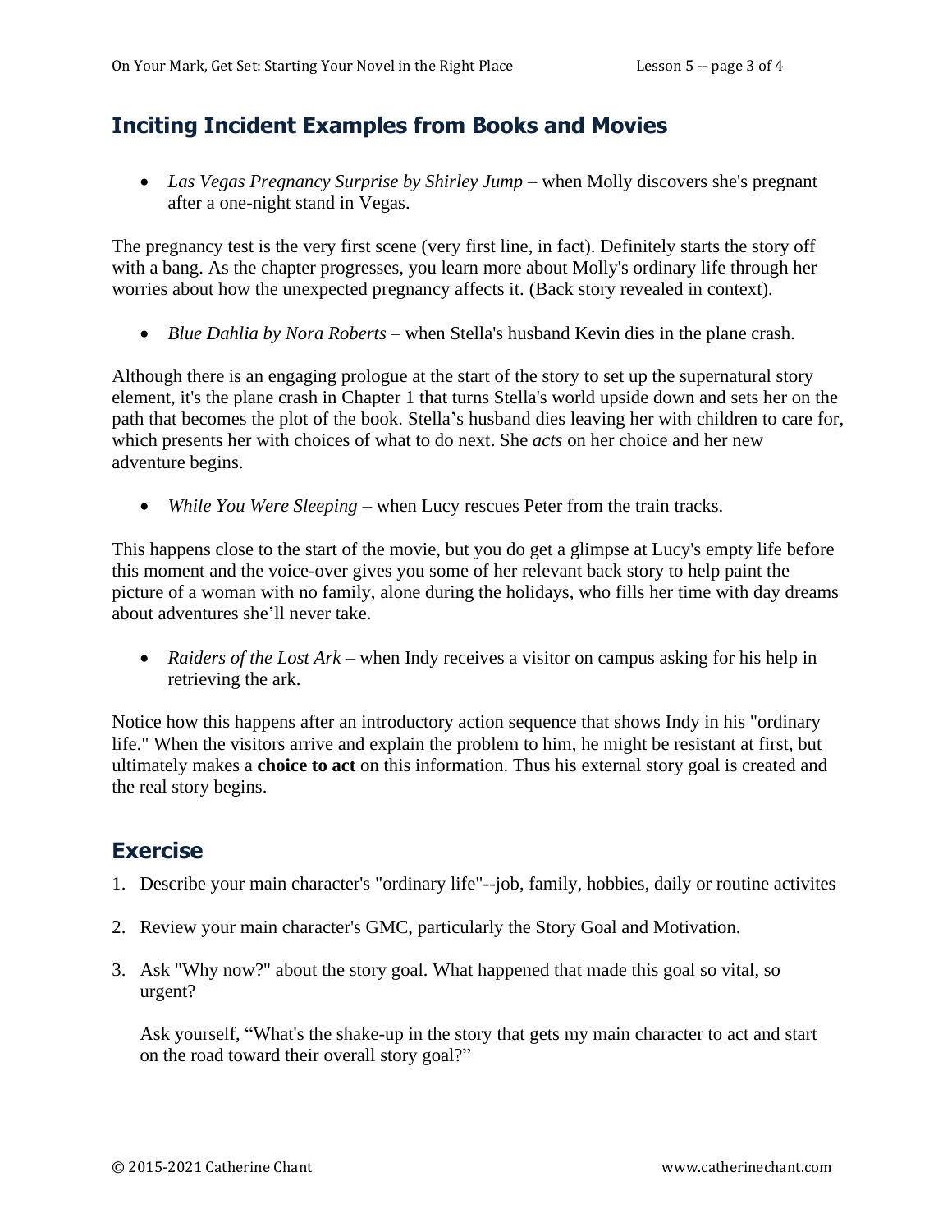## Inciting Incident Examples from Books and Movies

- *Las Vegas Pregnancy Surprise by Shirley Jump* – when Molly discovers she's pregnant after a one-night stand in Vegas.

The pregnancy test is the very first scene (very first line, in fact). Definitely starts the story off with a bang. As the chapter progresses, you learn more about Molly's ordinary life through her worries about how the unexpected pregnancy affects it. (Back story revealed in context).

- *Blue Dahlia by Nora Roberts* – when Stella's husband Kevin dies in the plane crash.

Although there is an engaging prologue at the start of the story to set up the supernatural story element, it's the plane crash in Chapter 1 that turns Stella's world upside down and sets her on the path that becomes the plot of the book. Stella's husband dies leaving her with children to care for, which presents her with choices of what to do next. She *acts* on her choice and her new adventure begins.

- *While You Were Sleeping* – when Lucy rescues Peter from the train tracks.

This happens close to the start of the movie, but you do get a glimpse at Lucy's empty life before this moment and the voice-over gives you some of her relevant back story to help paint the picture of a woman with no family, alone during the holidays, who fills her time with day dreams about adventures she'll never take.

- *Raiders of the Lost Ark* – when Indy receives a visitor on campus asking for his help in retrieving the ark.

Notice how this happens after an introductory action sequence that shows Indy in his "ordinary life." When the visitors arrive and explain the problem to him, he might be resistant at first, but ultimately makes a **choice to act** on this information. Thus his external story goal is created and the real story begins.

## Exercise

1. Describe your main character's "ordinary life"--job, family, hobbies, daily or routine activites
2. Review your main character's GMC, particularly the Story Goal and Motivation.
3. Ask "Why now?" about the story goal. What happened that made this goal so vital, so urgent?

   Ask yourself, "What's the shake-up in the story that gets my main character to act and start on the road toward their overall story goal?"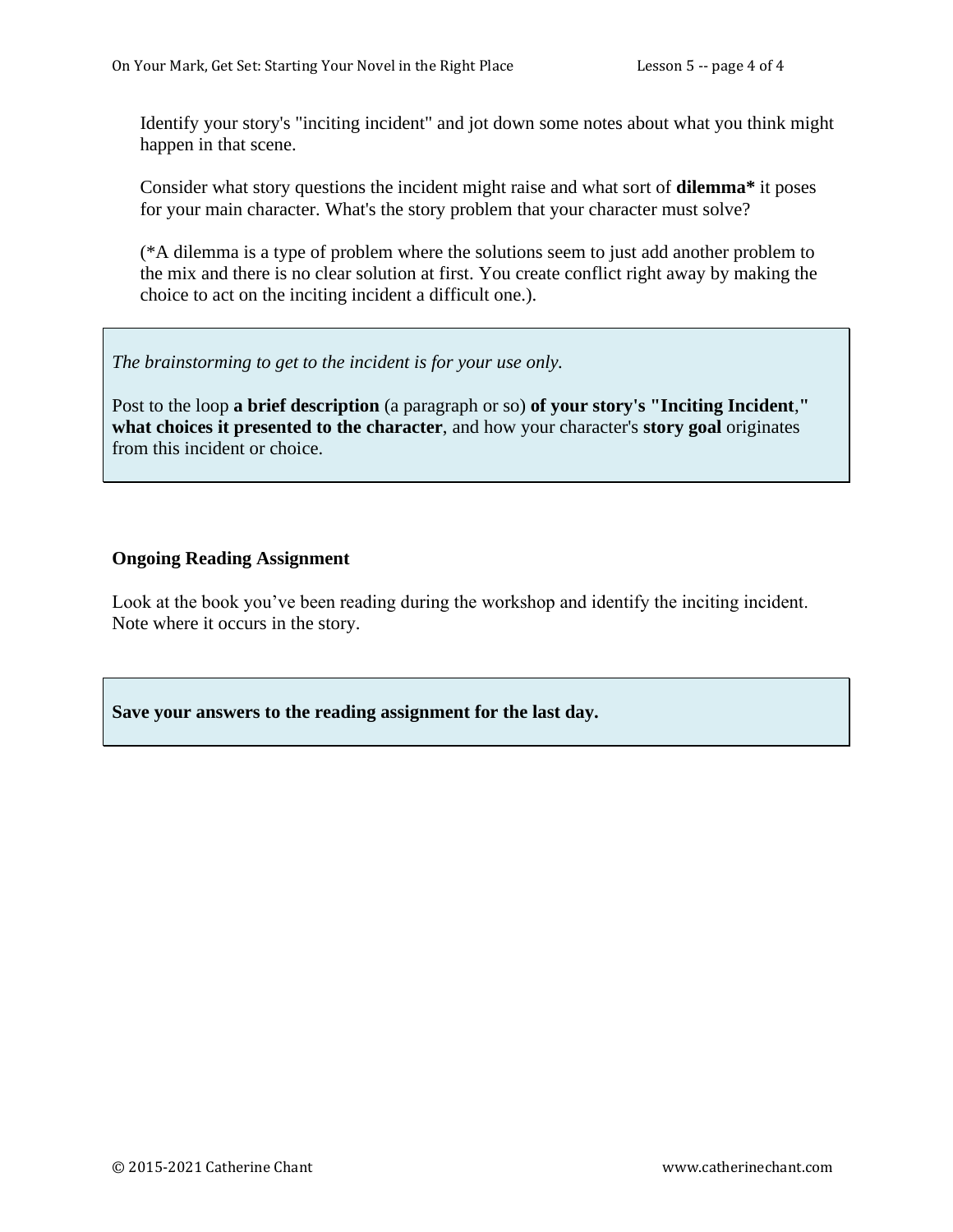Identify your story's "inciting incident" and jot down some notes about what you think might happen in that scene.

Consider what story questions the incident might raise and what sort of **dilemma*** it poses for your main character. What's the story problem that your character must solve?

(*A dilemma is a type of problem where the solutions seem to just add another problem to the mix and there is no clear solution at first. You create conflict right away by making the choice to act on the inciting incident a difficult one.).

*The brainstorming to get to the incident is for your use only.*

Post to the loop **a brief description** (a paragraph or so) **of your story's "Inciting Incident," what choices it presented to the character**, and how your character's **story goal** originates from this incident or choice.

**Ongoing Reading Assignment**

Look at the book you've been reading during the workshop and identify the inciting incident. Note where it occurs in the story.

**Save your answers to the reading assignment for the last day.**

© 2015-2021 Catherine Chant www.catherinechant.com